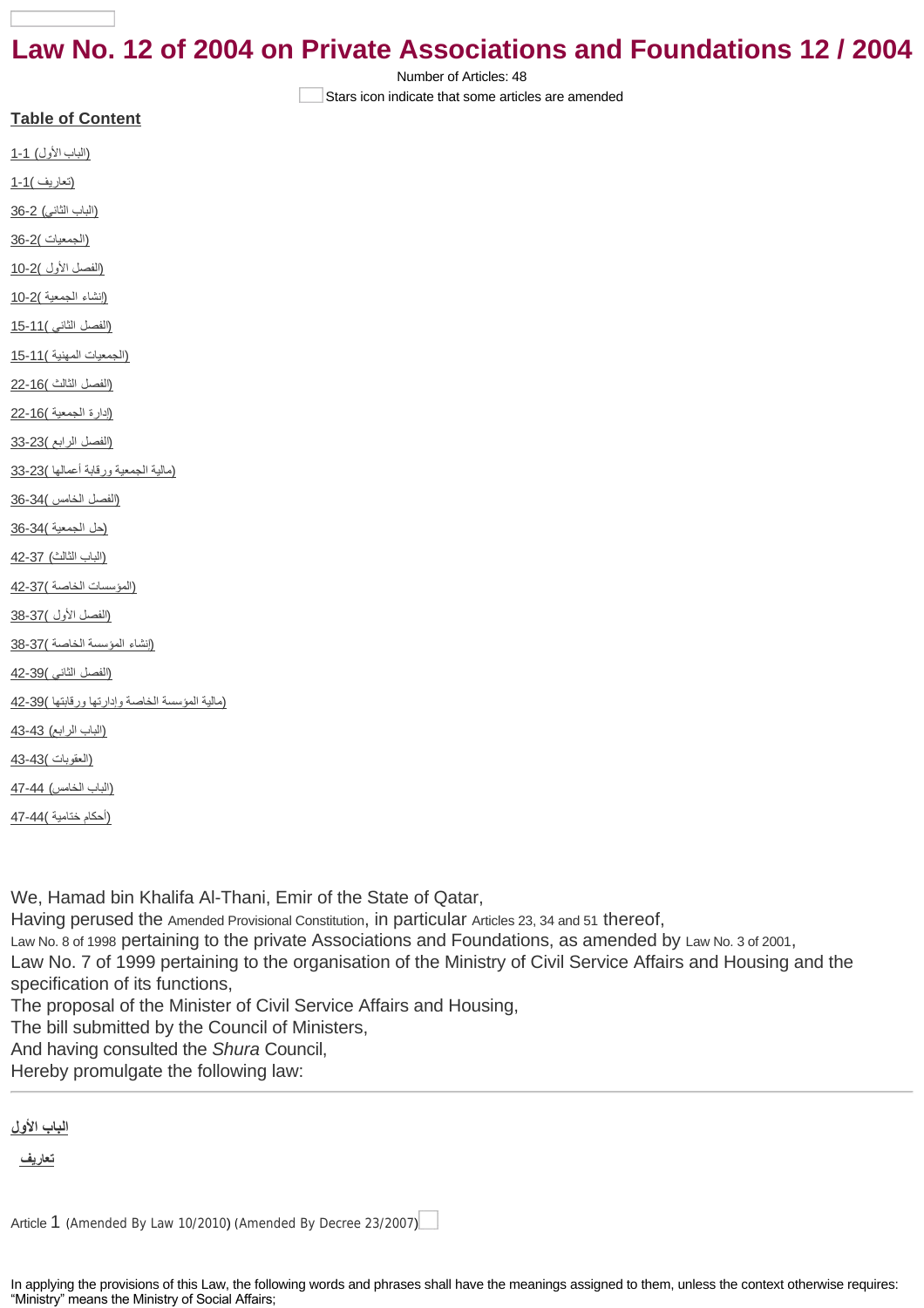# Law No. 12 of 2004 on Private Associations and Foundations 12 / 2004

Number of Articles: 48

Stars icon indicate that some articles are amended

## Table of Content

(الباب الأول) 1-1

(تعاريف )1-1

(الباب الثاني) 2-36

(الجمعيات )2-36

(الفصل الأول )2-10

(إنشاء الجمعية )2-10

(الفصل الثاني )11-15

(الجمعيات المهنية )11-15

(الفصل الثالث )16-22

(إدارة الجمعية )16-22

(الفصل الرابع )23-33

(مالية الجمعية ورقابة أعمالها )23-33

(الفصل الخامس )34-36

(حل الجمعية )34-36

(الباب الثالث) 37-42

(المؤسسات الخاصة )37-42

(الفصل الأول )37-38

(إنشاء المؤسسة الخاصة )37-38

(الفصل الثاني )39-42

(مالية المؤسسة الخاصة وإدارتها ورقابتها )39-42

(الباب الرابع) 43-43

(العقوبات )43-43

(الباب الخامس) 44-47

(أحكام ختامية )44-47

We, Hamad bin Khalifa Al-Thani, Emir of the State of Qatar,
Having perused the Amended Provisional Constitution, in particular Articles 23, 34 and 51 thereof,
Law No. 8 of 1998 pertaining to the private Associations and Foundations, as amended by Law No. 3 of 2001,
Law No. 7 of 1999 pertaining to the organisation of the Ministry of Civil Service Affairs and Housing and the specification of its functions,
The proposal of the Minister of Civil Service Affairs and Housing,
The bill submitted by the Council of Ministers,
And having consulted the *Shura* Council,
Hereby promulgate the following law:

---

**الباب الأول**

**تعاريف**

Article 1 (Amended By Law 10/2010) (Amended By Decree 23/2007)

In applying the provisions of this Law, the following words and phrases shall have the meanings assigned to them, unless the context otherwise requires:
"Ministry" means the Ministry of Social Affairs;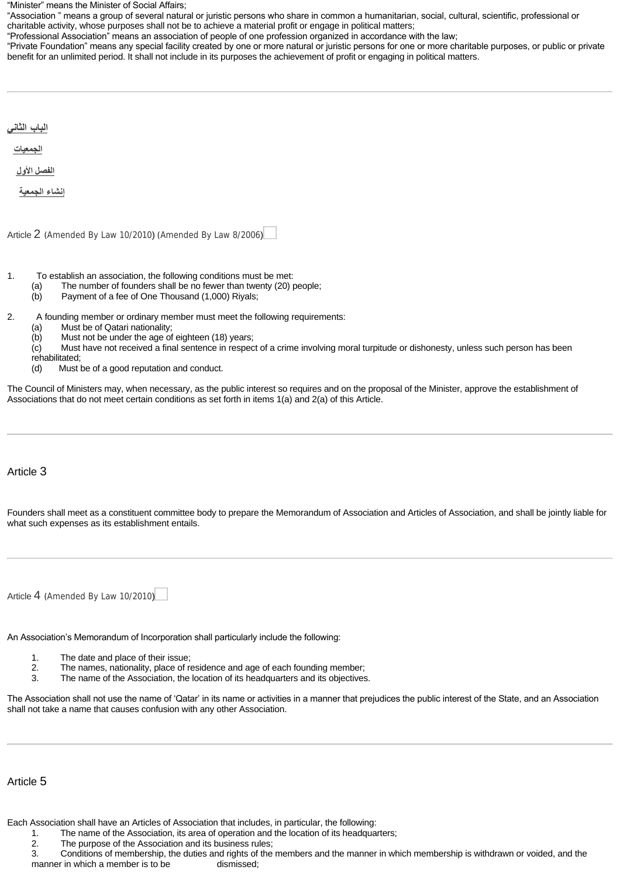"Minister" means the Minister of Social Affairs;
"Association " means a group of several natural or juristic persons who share in common a humanitarian, social, cultural, scientific, professional or charitable activity, whose purposes shall not be to achieve a material profit or engage in political matters;
"Professional Association" means an association of people of one profession organized in accordance with the law;
"Private Foundation" means any special facility created by one or more natural or juristic persons for one or more charitable purposes, or public or private benefit for an unlimited period. It shall not include in its purposes the achievement of profit or engaging in political matters.

---

**الباب الثاني**

**الجمعيات**

**الفصل الأول**

**إنشاء الجمعية**

## Article 2 (Amended By Law 10/2010) (Amended By Law 8/2006)

1. To establish an association, the following conditions must be met:
   (a) The number of founders shall be no fewer than twenty (20) people;
   (b) Payment of a fee of One Thousand (1,000) Riyals;

2. A founding member or ordinary member must meet the following requirements:
   (a) Must be of Qatari nationality;
   (b) Must not be under the age of eighteen (18) years;
   (c) Must have not received a final sentence in respect of a crime involving moral turpitude or dishonesty, unless such person has been rehabilitated;
   (d) Must be of a good reputation and conduct.

The Council of Ministers may, when necessary, as the public interest so requires and on the proposal of the Minister, approve the establishment of Associations that do not meet certain conditions as set forth in items 1(a) and 2(a) of this Article.

---

## Article 3

Founders shall meet as a constituent committee body to prepare the Memorandum of Association and Articles of Association, and shall be jointly liable for what such expenses as its establishment entails.

---

## Article 4 (Amended By Law 10/2010)

An Association's Memorandum of Incorporation shall particularly include the following:

1. The date and place of their issue;
2. The names, nationality, place of residence and age of each founding member;
3. The name of the Association, the location of its headquarters and its objectives.

The Association shall not use the name of 'Qatar' in its name or activities in a manner that prejudices the public interest of the State, and an Association shall not take a name that causes confusion with any other Association.

---

## Article 5

Each Association shall have an Articles of Association that includes, in particular, the following:

1. The name of the Association, its area of operation and the location of its headquarters;
2. The purpose of the Association and its business rules;
3. Conditions of membership, the duties and rights of the members and the manner in which membership is withdrawn or voided, and the manner in which a member is to be dismissed;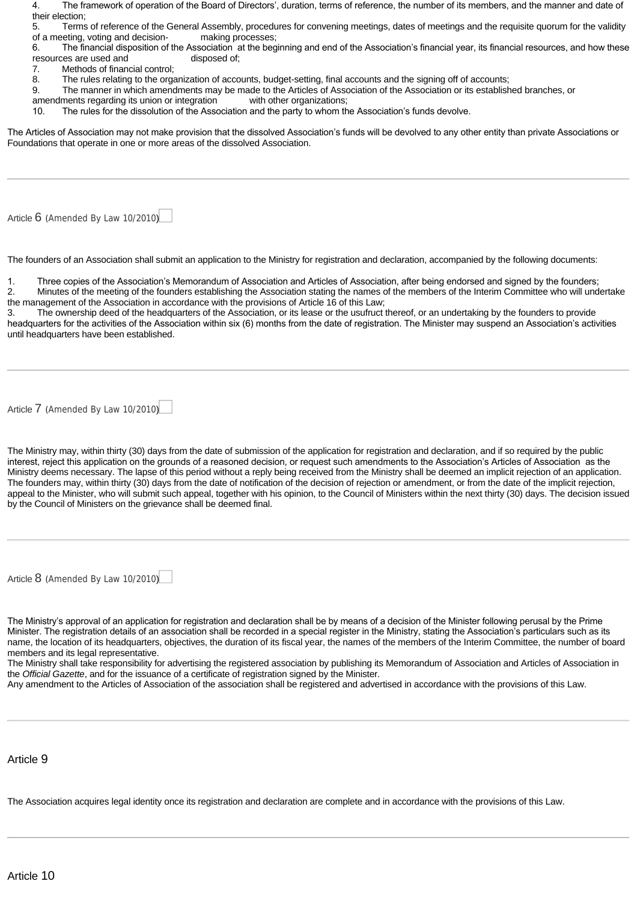4. The framework of operation of the Board of Directors', duration, terms of reference, the number of its members, and the manner and date of their election;
5. Terms of reference of the General Assembly, procedures for convening meetings, dates of meetings and the requisite quorum for the validity of a meeting, voting and decision- making processes;
6. The financial disposition of the Association at the beginning and end of the Association's financial year, its financial resources, and how these resources are used and disposed of;
7. Methods of financial control;
8. The rules relating to the organization of accounts, budget-setting, final accounts and the signing off of accounts;
9. The manner in which amendments may be made to the Articles of Association of the Association or its established branches, or amendments regarding its union or integration with other organizations;
10. The rules for the dissolution of the Association and the party to whom the Association's funds devolve.

The Articles of Association may not make provision that the dissolved Association's funds will be devolved to any other entity than private Associations or Foundations that operate in one or more areas of the dissolved Association.

---

## Article 6 (Amended By Law 10/2010)

The founders of an Association shall submit an application to the Ministry for registration and declaration, accompanied by the following documents:

1. Three copies of the Association's Memorandum of Association and Articles of Association, after being endorsed and signed by the founders;
2. Minutes of the meeting of the founders establishing the Association stating the names of the members of the Interim Committee who will undertake the management of the Association in accordance with the provisions of Article 16 of this Law;
3. The ownership deed of the headquarters of the Association, or its lease or the usufruct thereof, or an undertaking by the founders to provide headquarters for the activities of the Association within six (6) months from the date of registration. The Minister may suspend an Association's activities until headquarters have been established.

---

## Article 7 (Amended By Law 10/2010)

The Ministry may, within thirty (30) days from the date of submission of the application for registration and declaration, and if so required by the public interest, reject this application on the grounds of a reasoned decision, or request such amendments to the Association's Articles of Association as the Ministry deems necessary. The lapse of this period without a reply being received from the Ministry shall be deemed an implicit rejection of an application. The founders may, within thirty (30) days from the date of notification of the decision of rejection or amendment, or from the date of the implicit rejection, appeal to the Minister, who will submit such appeal, together with his opinion, to the Council of Ministers within the next thirty (30) days. The decision issued by the Council of Ministers on the grievance shall be deemed final.

---

## Article 8 (Amended By Law 10/2010)

The Ministry's approval of an application for registration and declaration shall be by means of a decision of the Minister following perusal by the Prime Minister. The registration details of an association shall be recorded in a special register in the Ministry, stating the Association's particulars such as its name, the location of its headquarters, objectives, the duration of its fiscal year, the names of the members of the Interim Committee, the number of board members and its legal representative.
The Ministry shall take responsibility for advertising the registered association by publishing its Memorandum of Association and Articles of Association in the *Official Gazette*, and for the issuance of a certificate of registration signed by the Minister.
Any amendment to the Articles of Association of the association shall be registered and advertised in accordance with the provisions of this Law.

---

## Article 9

The Association acquires legal identity once its registration and declaration are complete and in accordance with the provisions of this Law.

---

## Article 10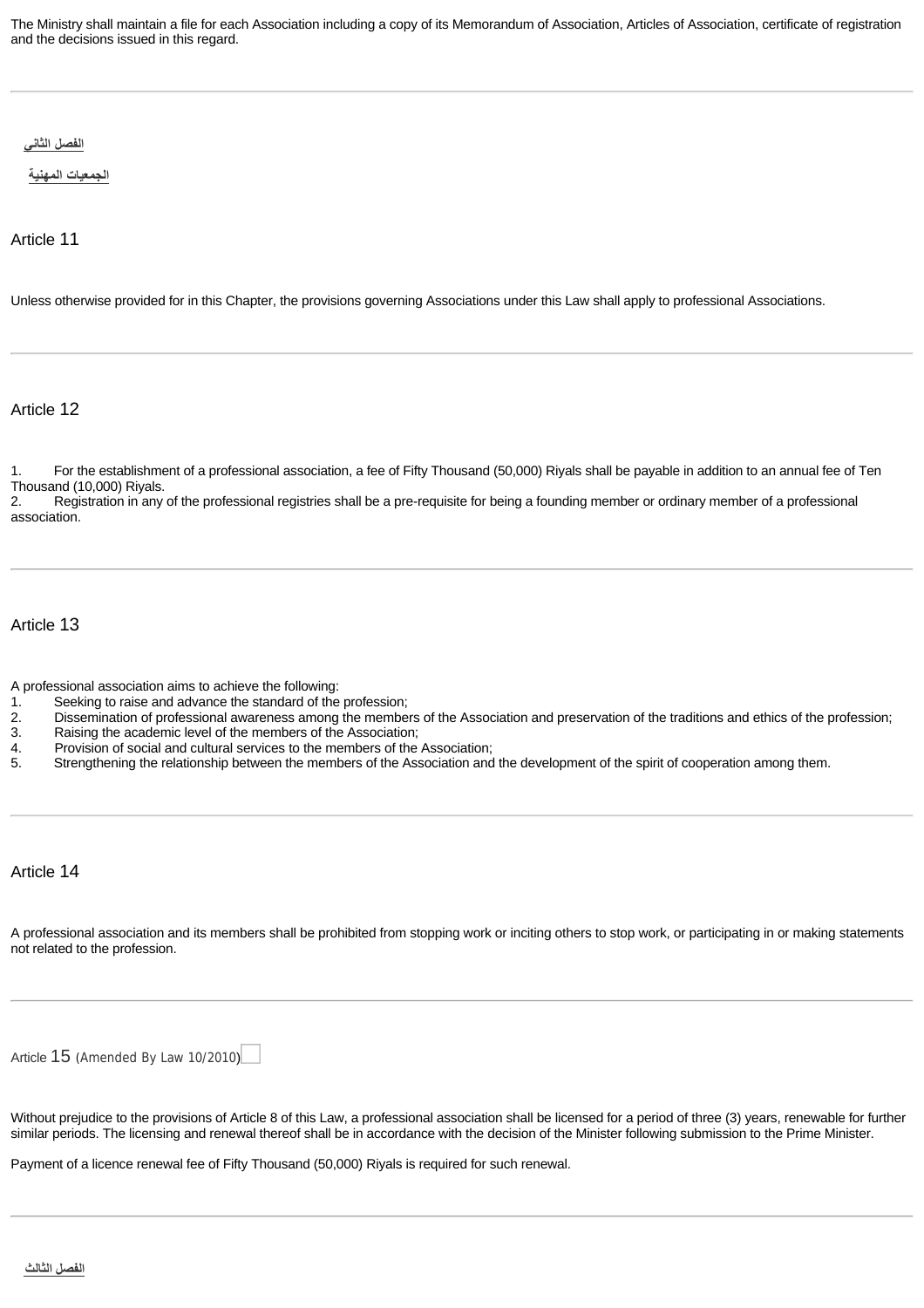The Ministry shall maintain a file for each Association including a copy of its Memorandum of Association, Articles of Association, certificate of registration and the decisions issued in this regard.

---

**الفصل الثاني**

**الجمعيات المهنية**

## Article 11

Unless otherwise provided for in this Chapter, the provisions governing Associations under this Law shall apply to professional Associations.

---

## Article 12

1. For the establishment of a professional association, a fee of Fifty Thousand (50,000) Riyals shall be payable in addition to an annual fee of Ten Thousand (10,000) Riyals.
2. Registration in any of the professional registries shall be a pre-requisite for being a founding member or ordinary member of a professional association.

---

## Article 13

A professional association aims to achieve the following:

1. Seeking to raise and advance the standard of the profession;
2. Dissemination of professional awareness among the members of the Association and preservation of the traditions and ethics of the profession;
3. Raising the academic level of the members of the Association;
4. Provision of social and cultural services to the members of the Association;
5. Strengthening the relationship between the members of the Association and the development of the spirit of cooperation among them.

---

## Article 14

A professional association and its members shall be prohibited from stopping work or inciting others to stop work, or participating in or making statements not related to the profession.

---

## Article 15 (Amended By Law 10/2010)

Without prejudice to the provisions of Article 8 of this Law, a professional association shall be licensed for a period of three (3) years, renewable for further similar periods. The licensing and renewal thereof shall be in accordance with the decision of the Minister following submission to the Prime Minister.

Payment of a licence renewal fee of Fifty Thousand (50,000) Riyals is required for such renewal.

---

**الفصل الثالث**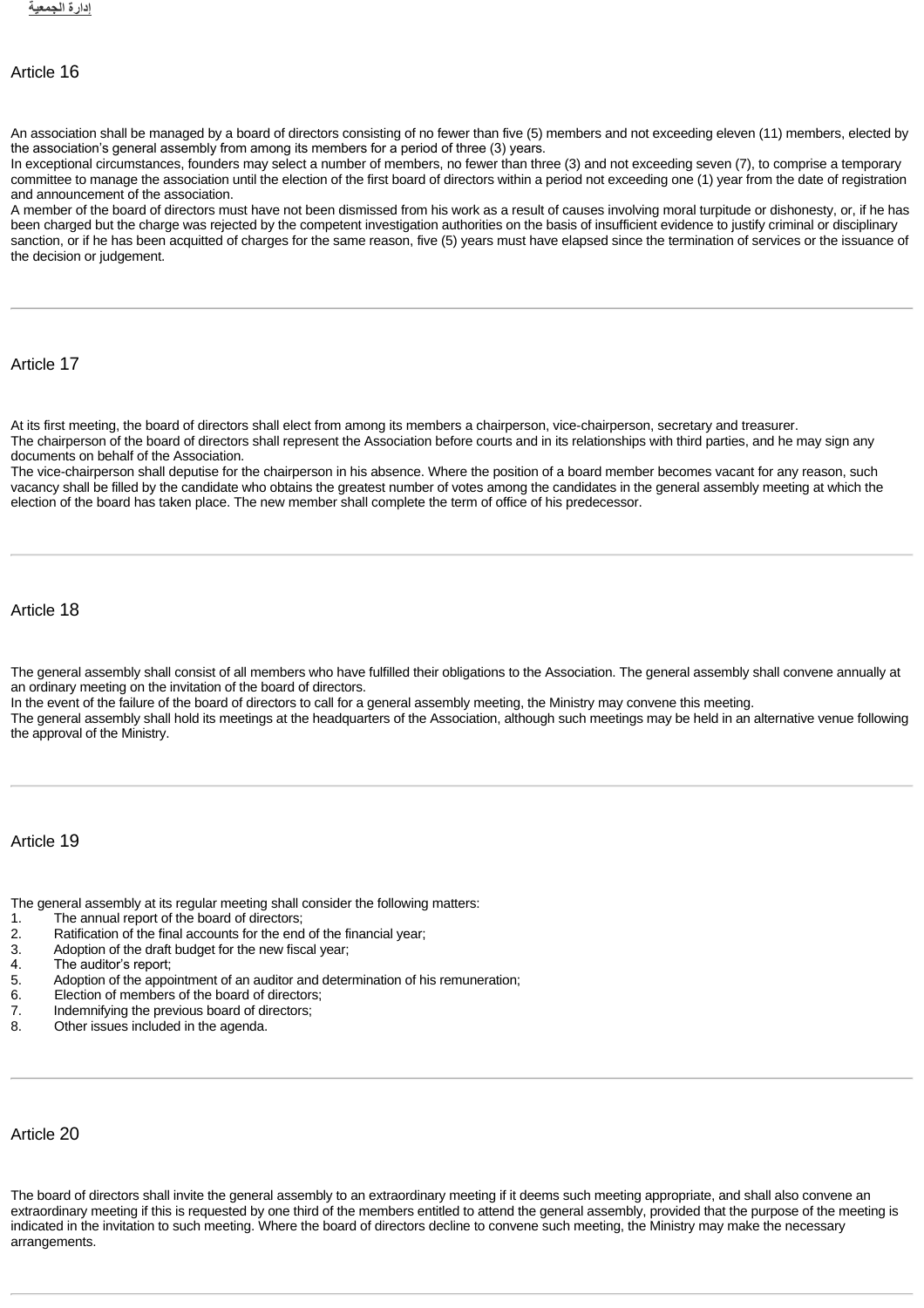## إدارة الجمعية

### Article 16

An association shall be managed by a board of directors consisting of no fewer than five (5) members and not exceeding eleven (11) members, elected by the association's general assembly from among its members for a period of three (3) years.

In exceptional circumstances, founders may select a number of members, no fewer than three (3) and not exceeding seven (7), to comprise a temporary committee to manage the association until the election of the first board of directors within a period not exceeding one (1) year from the date of registration and announcement of the association.

A member of the board of directors must have not been dismissed from his work as a result of causes involving moral turpitude or dishonesty, or, if he has been charged but the charge was rejected by the competent investigation authorities on the basis of insufficient evidence to justify criminal or disciplinary sanction, or if he has been acquitted of charges for the same reason, five (5) years must have elapsed since the termination of services or the issuance of the decision or judgement.

---

### Article 17

At its first meeting, the board of directors shall elect from among its members a chairperson, vice-chairperson, secretary and treasurer.

The chairperson of the board of directors shall represent the Association before courts and in its relationships with third parties, and he may sign any documents on behalf of the Association.

The vice-chairperson shall deputise for the chairperson in his absence. Where the position of a board member becomes vacant for any reason, such vacancy shall be filled by the candidate who obtains the greatest number of votes among the candidates in the general assembly meeting at which the election of the board has taken place. The new member shall complete the term of office of his predecessor.

---

### Article 18

The general assembly shall consist of all members who have fulfilled their obligations to the Association. The general assembly shall convene annually at an ordinary meeting on the invitation of the board of directors.

In the event of the failure of the board of directors to call for a general assembly meeting, the Ministry may convene this meeting.

The general assembly shall hold its meetings at the headquarters of the Association, although such meetings may be held in an alternative venue following the approval of the Ministry.

---

### Article 19

The general assembly at its regular meeting shall consider the following matters:

1. The annual report of the board of directors;
2. Ratification of the final accounts for the end of the financial year;
3. Adoption of the draft budget for the new fiscal year;
4. The auditor's report;
5. Adoption of the appointment of an auditor and determination of his remuneration;
6. Election of members of the board of directors;
7. Indemnifying the previous board of directors;
8. Other issues included in the agenda.

---

### Article 20

The board of directors shall invite the general assembly to an extraordinary meeting if it deems such meeting appropriate, and shall also convene an extraordinary meeting if this is requested by one third of the members entitled to attend the general assembly, provided that the purpose of the meeting is indicated in the invitation to such meeting. Where the board of directors decline to convene such meeting, the Ministry may make the necessary arrangements.

---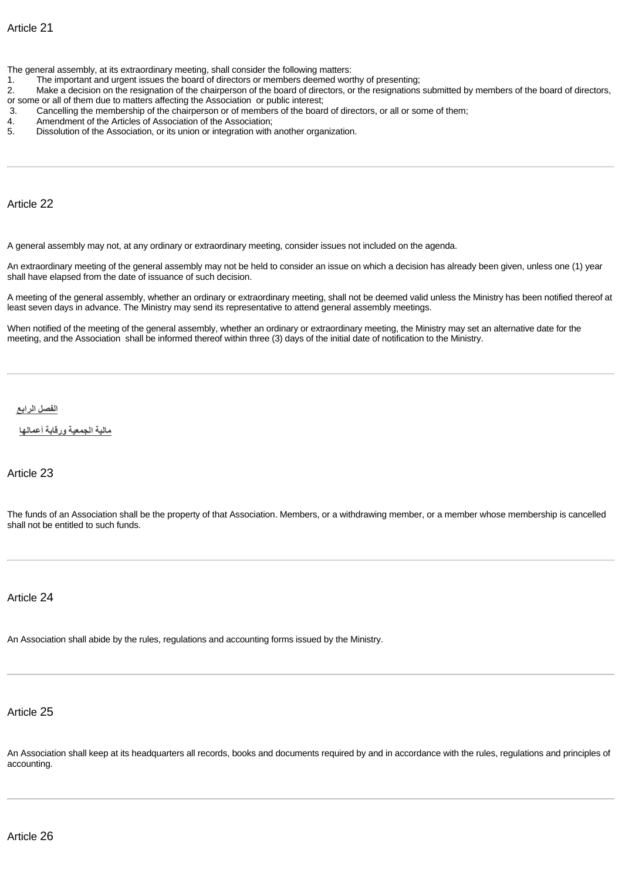## Article 21

The general assembly, at its extraordinary meeting, shall consider the following matters:

1. The important and urgent issues the board of directors or members deemed worthy of presenting;
2. Make a decision on the resignation of the chairperson of the board of directors, or the resignations submitted by members of the board of directors, or some or all of them due to matters affecting the Association or public interest;
3. Cancelling the membership of the chairperson or of members of the board of directors, or all or some of them;
4. Amendment of the Articles of Association of the Association;
5. Dissolution of the Association, or its union or integration with another organization.

---

## Article 22

A general assembly may not, at any ordinary or extraordinary meeting, consider issues not included on the agenda.

An extraordinary meeting of the general assembly may not be held to consider an issue on which a decision has already been given, unless one (1) year shall have elapsed from the date of issuance of such decision.

A meeting of the general assembly, whether an ordinary or extraordinary meeting, shall not be deemed valid unless the Ministry has been notified thereof at least seven days in advance. The Ministry may send its representative to attend general assembly meetings.

When notified of the meeting of the general assembly, whether an ordinary or extraordinary meeting, the Ministry may set an alternative date for the meeting, and the Association shall be informed thereof within three (3) days of the initial date of notification to the Ministry.

---

**الفصل الرابع**

**مالية الجمعية ورقابة أعمالها**

## Article 23

The funds of an Association shall be the property of that Association. Members, or a withdrawing member, or a member whose membership is cancelled shall not be entitled to such funds.

---

## Article 24

An Association shall abide by the rules, regulations and accounting forms issued by the Ministry.

---

## Article 25

An Association shall keep at its headquarters all records, books and documents required by and in accordance with the rules, regulations and principles of accounting.

---

## Article 26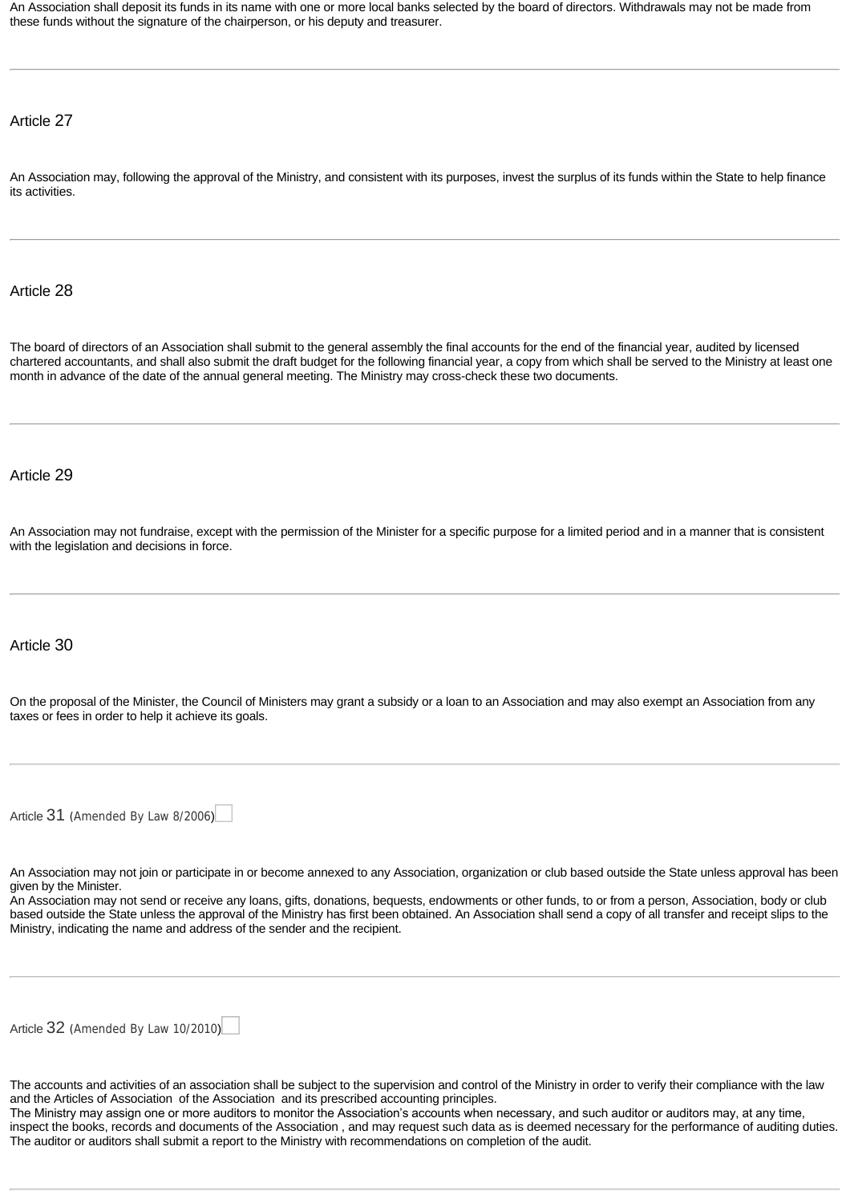An Association shall deposit its funds in its name with one or more local banks selected by the board of directors. Withdrawals may not be made from these funds without the signature of the chairperson, or his deputy and treasurer.

---

### Article 27

An Association may, following the approval of the Ministry, and consistent with its purposes, invest the surplus of its funds within the State to help finance its activities.

---

### Article 28

The board of directors of an Association shall submit to the general assembly the final accounts for the end of the financial year, audited by licensed chartered accountants, and shall also submit the draft budget for the following financial year, a copy from which shall be served to the Ministry at least one month in advance of the date of the annual general meeting. The Ministry may cross-check these two documents.

---

### Article 29

An Association may not fundraise, except with the permission of the Minister for a specific purpose for a limited period and in a manner that is consistent with the legislation and decisions in force.

---

### Article 30

On the proposal of the Minister, the Council of Ministers may grant a subsidy or a loan to an Association and may also exempt an Association from any taxes or fees in order to help it achieve its goals.

---

### Article 31 (Amended By Law 8/2006)

An Association may not join or participate in or become annexed to any Association, organization or club based outside the State unless approval has been given by the Minister.

An Association may not send or receive any loans, gifts, donations, bequests, endowments or other funds, to or from a person, Association, body or club based outside the State unless the approval of the Ministry has first been obtained. An Association shall send a copy of all transfer and receipt slips to the Ministry, indicating the name and address of the sender and the recipient.

---

### Article 32 (Amended By Law 10/2010)

The accounts and activities of an association shall be subject to the supervision and control of the Ministry in order to verify their compliance with the law and the Articles of Association of the Association and its prescribed accounting principles.

The Ministry may assign one or more auditors to monitor the Association's accounts when necessary, and such auditor or auditors may, at any time, inspect the books, records and documents of the Association , and may request such data as is deemed necessary for the performance of auditing duties. The auditor or auditors shall submit a report to the Ministry with recommendations on completion of the audit.

---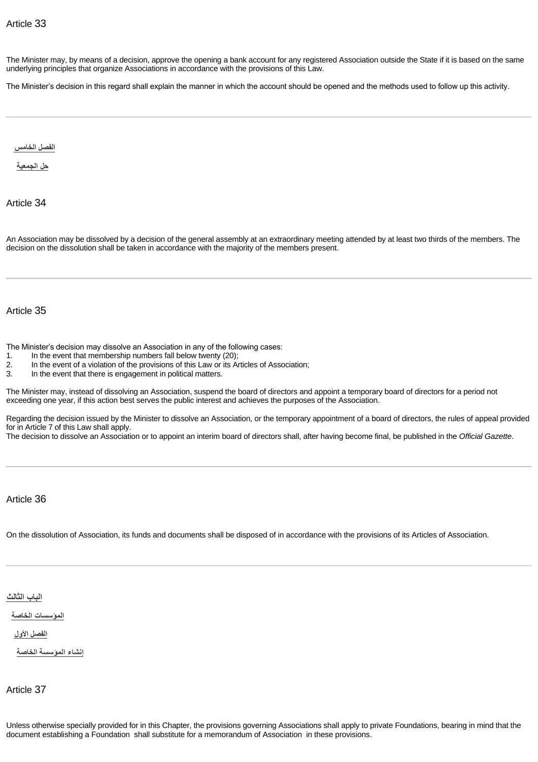## Article 33

The Minister may, by means of a decision, approve the opening a bank account for any registered Association outside the State if it is based on the same underlying principles that organize Associations in accordance with the provisions of this Law.

The Minister's decision in this regard shall explain the manner in which the account should be opened and the methods used to follow up this activity.

---

**الفصل الخامس**

**حل الجمعية**

## Article 34

An Association may be dissolved by a decision of the general assembly at an extraordinary meeting attended by at least two thirds of the members. The decision on the dissolution shall be taken in accordance with the majority of the members present.

---

## Article 35

The Minister's decision may dissolve an Association in any of the following cases:

1. In the event that membership numbers fall below twenty (20);
2. In the event of a violation of the provisions of this Law or its Articles of Association;
3. In the event that there is engagement in political matters.

The Minister may, instead of dissolving an Association, suspend the board of directors and appoint a temporary board of directors for a period not exceeding one year, if this action best serves the public interest and achieves the purposes of the Association.

Regarding the decision issued by the Minister to dissolve an Association, or the temporary appointment of a board of directors, the rules of appeal provided for in Article 7 of this Law shall apply.
The decision to dissolve an Association or to appoint an interim board of directors shall, after having become final, be published in the *Official Gazette*.

---

## Article 36

On the dissolution of Association, its funds and documents shall be disposed of in accordance with the provisions of its Articles of Association.

---

**الباب الثالث**

**المؤسسات الخاصة**

**الفصل الأول**

**إنشاء المؤسسة الخاصة**

## Article 37

Unless otherwise specially provided for in this Chapter, the provisions governing Associations shall apply to private Foundations, bearing in mind that the document establishing a Foundation shall substitute for a memorandum of Association in these provisions.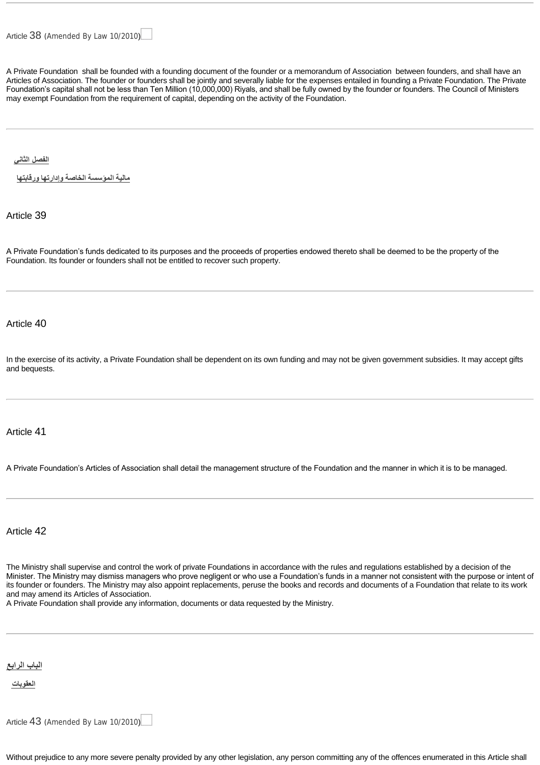Article 38 (Amended By Law 10/2010)

A Private Foundation shall be founded with a founding document of the founder or a memorandum of Association between founders, and shall have an Articles of Association. The founder or founders shall be jointly and severally liable for the expenses entailed in founding a Private Foundation. The Private Foundation's capital shall not be less than Ten Million (10,000,000) Riyals, and shall be fully owned by the founder or founders. The Council of Ministers may exempt Foundation from the requirement of capital, depending on the activity of the Foundation.

---

**الفصل الثاني**

**مالية المؤسسة الخاصة وإدارتها ورقابتها**

Article 39

A Private Foundation's funds dedicated to its purposes and the proceeds of properties endowed thereto shall be deemed to be the property of the Foundation. Its founder or founders shall not be entitled to recover such property.

---

Article 40

In the exercise of its activity, a Private Foundation shall be dependent on its own funding and may not be given government subsidies. It may accept gifts and bequests.

---

Article 41

A Private Foundation's Articles of Association shall detail the management structure of the Foundation and the manner in which it is to be managed.

---

Article 42

The Ministry shall supervise and control the work of private Foundations in accordance with the rules and regulations established by a decision of the Minister. The Ministry may dismiss managers who prove negligent or who use a Foundation's funds in a manner not consistent with the purpose or intent of its founder or founders. The Ministry may also appoint replacements, peruse the books and records and documents of a Foundation that relate to its work and may amend its Articles of Association.
A Private Foundation shall provide any information, documents or data requested by the Ministry.

---

**الباب الرابع**

**العقوبات**

Article 43 (Amended By Law 10/2010)

Without prejudice to any more severe penalty provided by any other legislation, any person committing any of the offences enumerated in this Article shall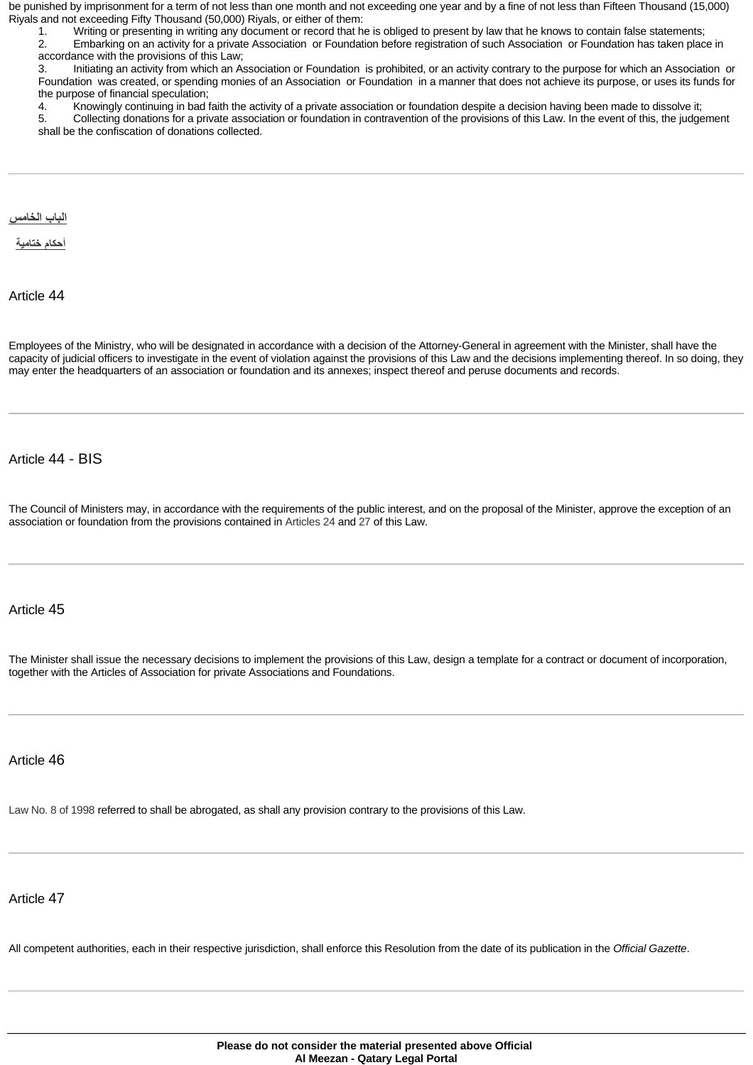be punished by imprisonment for a term of not less than one month and not exceeding one year and by a fine of not less than Fifteen Thousand (15,000) Riyals and not exceeding Fifty Thousand (50,000) Riyals, or either of them:

1. Writing or presenting in writing any document or record that he is obliged to present by law that he knows to contain false statements;
2. Embarking on an activity for a private Association or Foundation before registration of such Association or Foundation has taken place in accordance with the provisions of this Law;
3. Initiating an activity from which an Association or Foundation is prohibited, or an activity contrary to the purpose for which an Association or Foundation was created, or spending monies of an Association or Foundation in a manner that does not achieve its purpose, or uses its funds for the purpose of financial speculation;
4. Knowingly continuing in bad faith the activity of a private association or foundation despite a decision having been made to dissolve it;
5. Collecting donations for a private association or foundation in contravention of the provisions of this Law. In the event of this, the judgement shall be the confiscation of donations collected.

---

## الباب الخامس

## أحكام ختامية

### Article 44

Employees of the Ministry, who will be designated in accordance with a decision of the Attorney-General in agreement with the Minister, shall have the capacity of judicial officers to investigate in the event of violation against the provisions of this Law and the decisions implementing thereof. In so doing, they may enter the headquarters of an association or foundation and its annexes; inspect thereof and peruse documents and records.

---

### Article 44 - BIS

The Council of Ministers may, in accordance with the requirements of the public interest, and on the proposal of the Minister, approve the exception of an association or foundation from the provisions contained in Articles 24 and 27 of this Law.

---

### Article 45

The Minister shall issue the necessary decisions to implement the provisions of this Law, design a template for a contract or document of incorporation, together with the Articles of Association for private Associations and Foundations.

---

### Article 46

Law No. 8 of 1998 referred to shall be abrogated, as shall any provision contrary to the provisions of this Law.

---

### Article 47

All competent authorities, each in their respective jurisdiction, shall enforce this Resolution from the date of its publication in the *Official Gazette*.

---

**Please do not consider the material presented above Official**
**Al Meezan - Qatary Legal Portal**